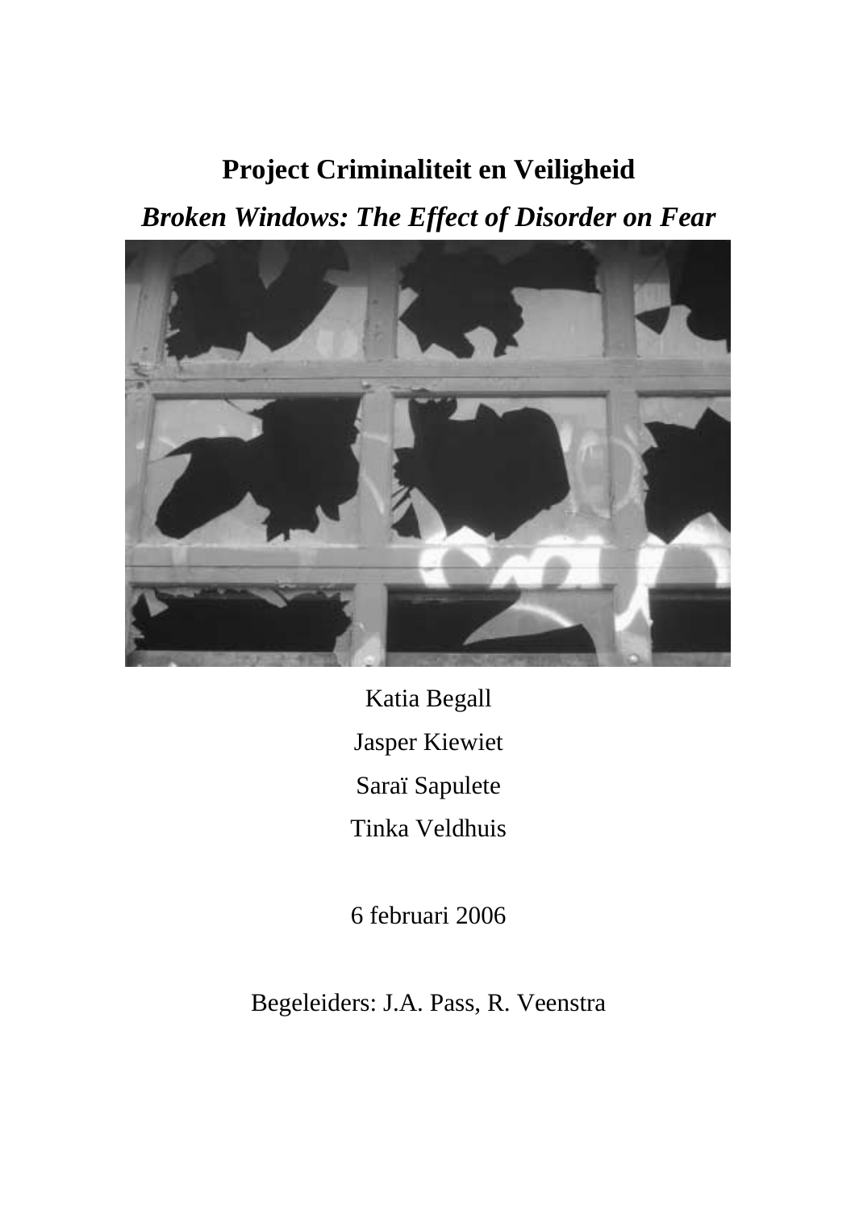# Project Criminaliteit en Veiligheid

## *Broken Windows: The Effect of Disorder on Fear*

Katia Begall

Jasper Kiewiet

Saraï Sapulete

Tinka Veldhuis

6 februari 2006

Begeleiders: J.A. Pass, R. Veenstra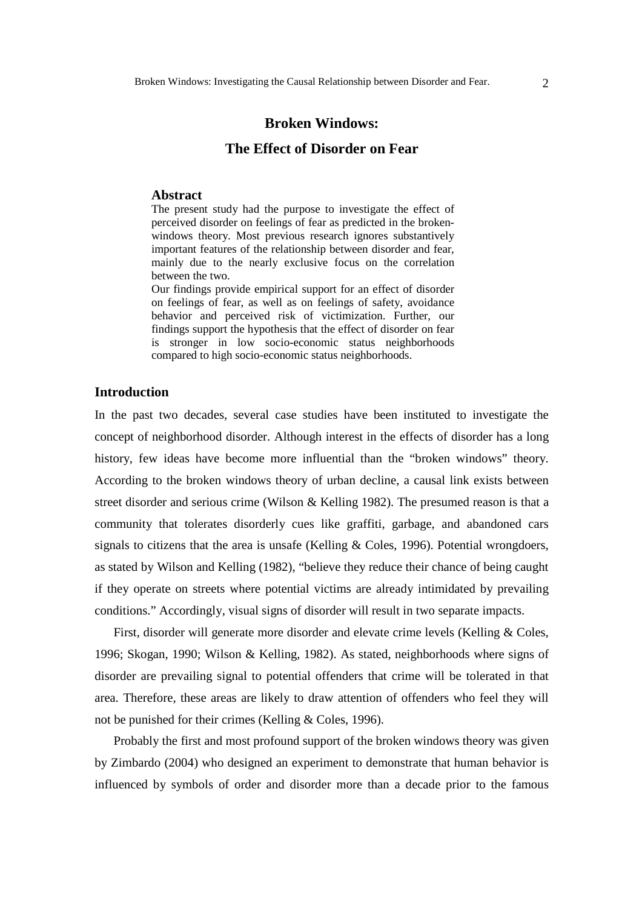# Broken Windows:

# The Effect of Disorder on Fear

## Abstract

The present study had the purpose to investigate the effect of perceived disorder on feelings of fear as predicted in the broken-windows theory. Most previous research ignores substantively important features of the relationship between disorder and fear, mainly due to the nearly exclusive focus on the correlation between the two.

Our findings provide empirical support for an effect of disorder on feelings of fear, as well as on feelings of safety, avoidance behavior and perceived risk of victimization. Further, our findings support the hypothesis that the effect of disorder on fear is stronger in low socio-economic status neighborhoods compared to high socio-economic status neighborhoods.

## Introduction

In the past two decades, several case studies have been instituted to investigate the concept of neighborhood disorder. Although interest in the effects of disorder has a long history, few ideas have become more influential than the "broken windows" theory. According to the broken windows theory of urban decline, a causal link exists between street disorder and serious crime (Wilson & Kelling 1982). The presumed reason is that a community that tolerates disorderly cues like graffiti, garbage, and abandoned cars signals to citizens that the area is unsafe (Kelling & Coles, 1996). Potential wrongdoers, as stated by Wilson and Kelling (1982), "believe they reduce their chance of being caught if they operate on streets where potential victims are already intimidated by prevailing conditions." Accordingly, visual signs of disorder will result in two separate impacts.

First, disorder will generate more disorder and elevate crime levels (Kelling & Coles, 1996; Skogan, 1990; Wilson & Kelling, 1982). As stated, neighborhoods where signs of disorder are prevailing signal to potential offenders that crime will be tolerated in that area. Therefore, these areas are likely to draw attention of offenders who feel they will not be punished for their crimes (Kelling & Coles, 1996).

Probably the first and most profound support of the broken windows theory was given by Zimbardo (2004) who designed an experiment to demonstrate that human behavior is influenced by symbols of order and disorder more than a decade prior to the famous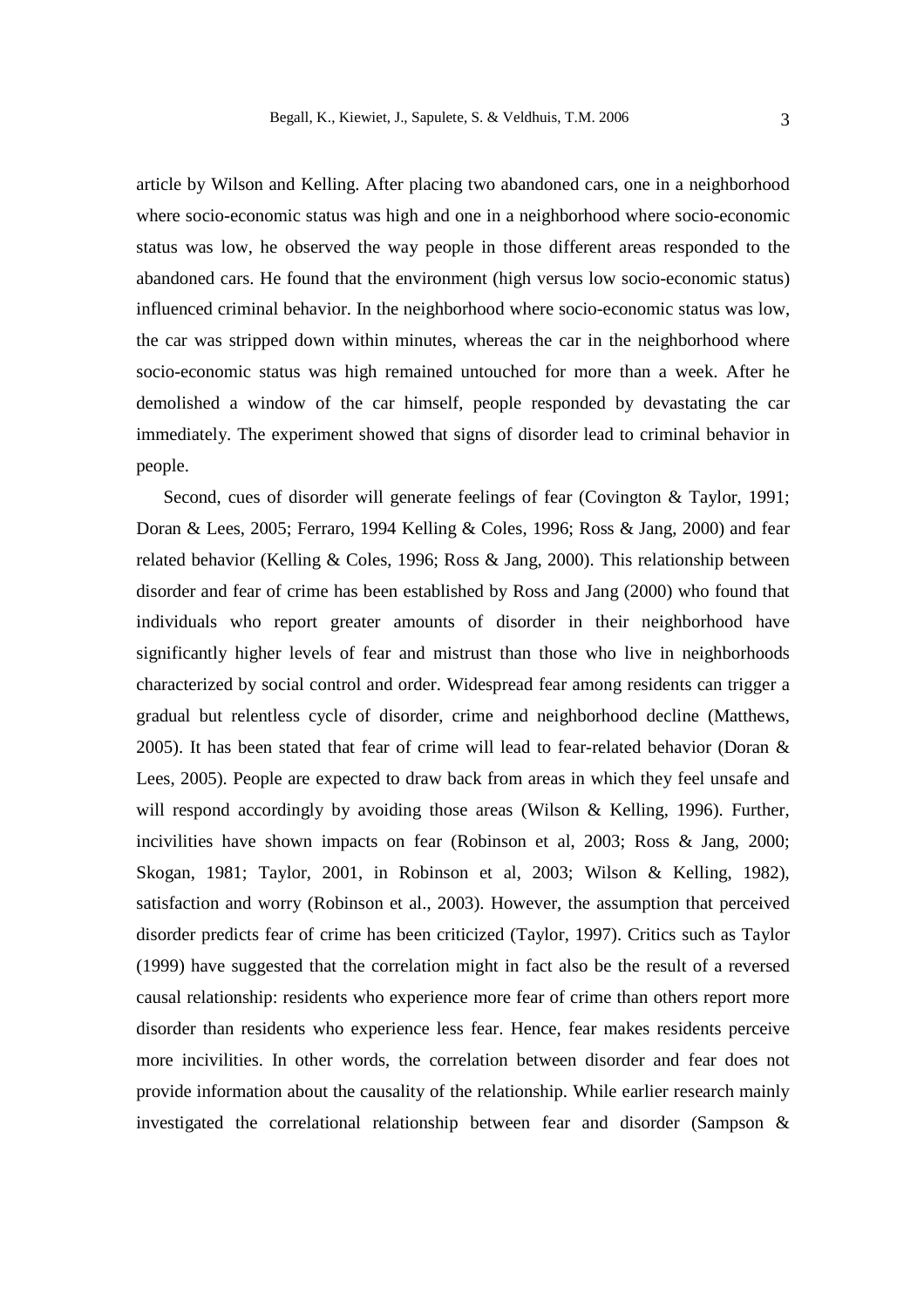article by Wilson and Kelling. After placing two abandoned cars, one in a neighborhood where socio-economic status was high and one in a neighborhood where socio-economic status was low, he observed the way people in those different areas responded to the abandoned cars. He found that the environment (high versus low socio-economic status) influenced criminal behavior. In the neighborhood where socio-economic status was low, the car was stripped down within minutes, whereas the car in the neighborhood where socio-economic status was high remained untouched for more than a week. After he demolished a window of the car himself, people responded by devastating the car immediately. The experiment showed that signs of disorder lead to criminal behavior in people.

Second, cues of disorder will generate feelings of fear (Covington & Taylor, 1991; Doran & Lees, 2005; Ferraro, 1994 Kelling & Coles, 1996; Ross & Jang, 2000) and fear related behavior (Kelling & Coles, 1996; Ross & Jang, 2000). This relationship between disorder and fear of crime has been established by Ross and Jang (2000) who found that individuals who report greater amounts of disorder in their neighborhood have significantly higher levels of fear and mistrust than those who live in neighborhoods characterized by social control and order. Widespread fear among residents can trigger a gradual but relentless cycle of disorder, crime and neighborhood decline (Matthews, 2005). It has been stated that fear of crime will lead to fear-related behavior (Doran & Lees, 2005). People are expected to draw back from areas in which they feel unsafe and will respond accordingly by avoiding those areas (Wilson & Kelling, 1996). Further, incivilities have shown impacts on fear (Robinson et al, 2003; Ross & Jang, 2000; Skogan, 1981; Taylor, 2001, in Robinson et al, 2003; Wilson & Kelling, 1982), satisfaction and worry (Robinson et al., 2003). However, the assumption that perceived disorder predicts fear of crime has been criticized (Taylor, 1997). Critics such as Taylor (1999) have suggested that the correlation might in fact also be the result of a reversed causal relationship: residents who experience more fear of crime than others report more disorder than residents who experience less fear. Hence, fear makes residents perceive more incivilities. In other words, the correlation between disorder and fear does not provide information about the causality of the relationship. While earlier research mainly investigated the correlational relationship between fear and disorder (Sampson &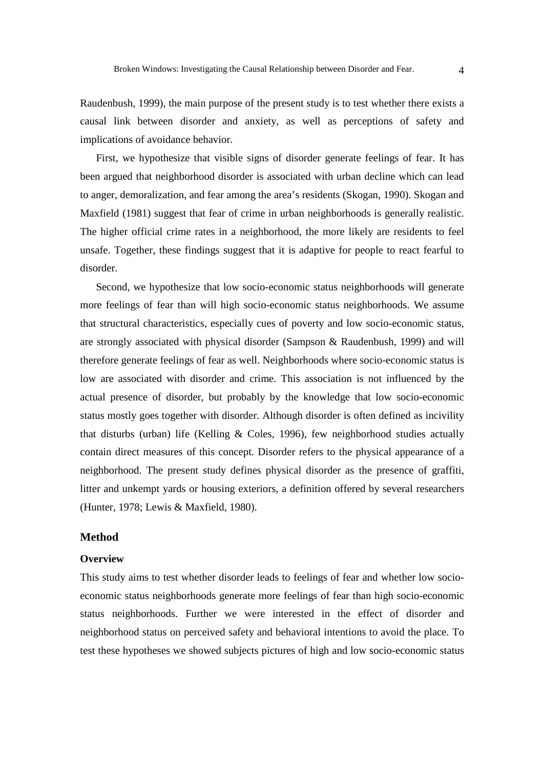Raudenbush, 1999), the main purpose of the present study is to test whether there exists a causal link between disorder and anxiety, as well as perceptions of safety and implications of avoidance behavior.

First, we hypothesize that visible signs of disorder generate feelings of fear. It has been argued that neighborhood disorder is associated with urban decline which can lead to anger, demoralization, and fear among the area's residents (Skogan, 1990). Skogan and Maxfield (1981) suggest that fear of crime in urban neighborhoods is generally realistic. The higher official crime rates in a neighborhood, the more likely are residents to feel unsafe. Together, these findings suggest that it is adaptive for people to react fearful to disorder.

Second, we hypothesize that low socio-economic status neighborhoods will generate more feelings of fear than will high socio-economic status neighborhoods. We assume that structural characteristics, especially cues of poverty and low socio-economic status, are strongly associated with physical disorder (Sampson & Raudenbush, 1999) and will therefore generate feelings of fear as well. Neighborhoods where socio-economic status is low are associated with disorder and crime. This association is not influenced by the actual presence of disorder, but probably by the knowledge that low socio-economic status mostly goes together with disorder. Although disorder is often defined as incivility that disturbs (urban) life (Kelling & Coles, 1996), few neighborhood studies actually contain direct measures of this concept. Disorder refers to the physical appearance of a neighborhood. The present study defines physical disorder as the presence of graffiti, litter and unkempt yards or housing exteriors, a definition offered by several researchers (Hunter, 1978; Lewis & Maxfield, 1980).

## Method

### Overview

This study aims to test whether disorder leads to feelings of fear and whether low socio-economic status neighborhoods generate more feelings of fear than high socio-economic status neighborhoods. Further we were interested in the effect of disorder and neighborhood status on perceived safety and behavioral intentions to avoid the place. To test these hypotheses we showed subjects pictures of high and low socio-economic status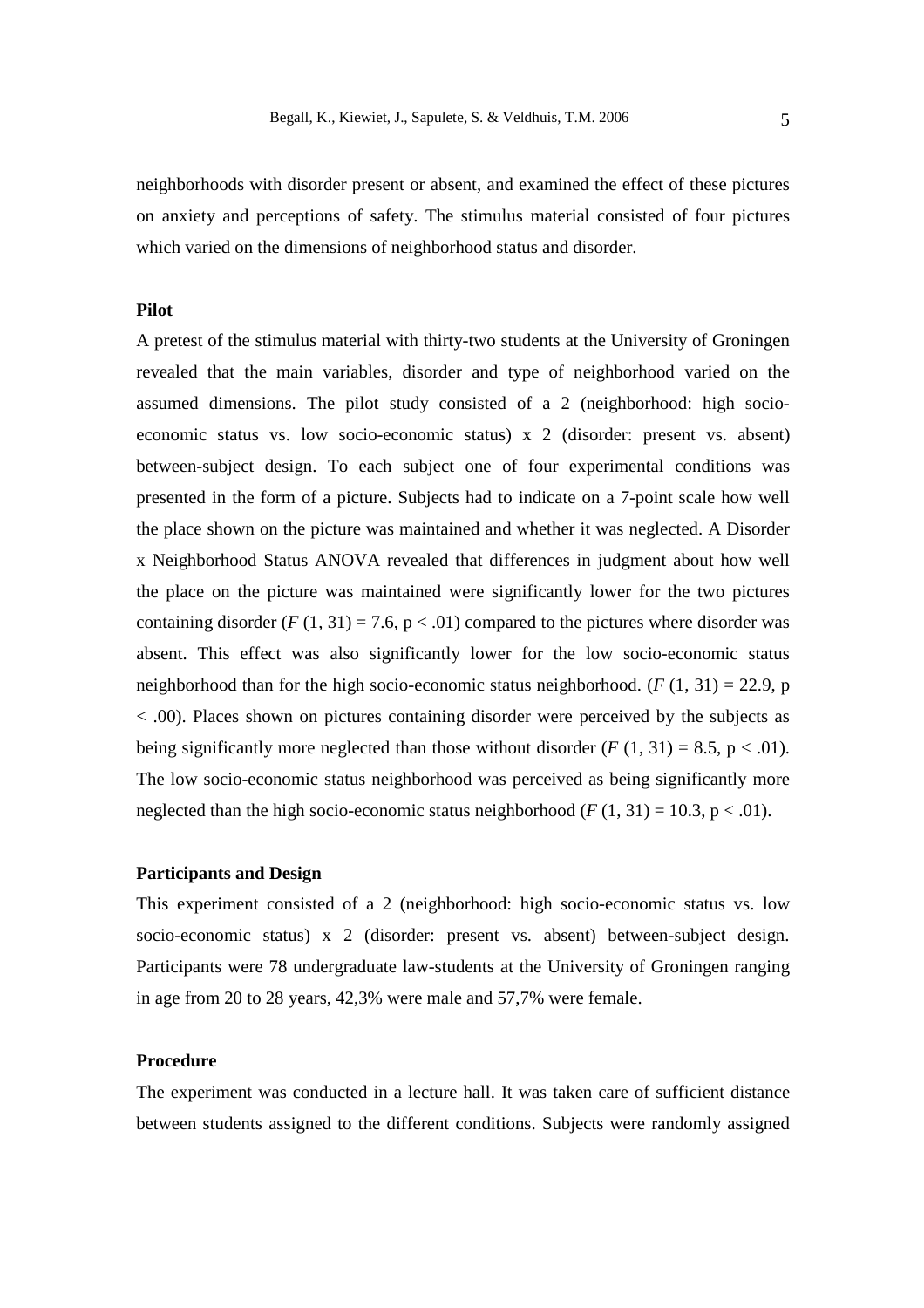neighborhoods with disorder present or absent, and examined the effect of these pictures on anxiety and perceptions of safety. The stimulus material consisted of four pictures which varied on the dimensions of neighborhood status and disorder.

### Pilot

A pretest of the stimulus material with thirty-two students at the University of Groningen revealed that the main variables, disorder and type of neighborhood varied on the assumed dimensions. The pilot study consisted of a 2 (neighborhood: high socio-economic status vs. low socio-economic status) x 2 (disorder: present vs. absent) between-subject design. To each subject one of four experimental conditions was presented in the form of a picture. Subjects had to indicate on a 7-point scale how well the place shown on the picture was maintained and whether it was neglected. A Disorder x Neighborhood Status ANOVA revealed that differences in judgment about how well the place on the picture was maintained were significantly lower for the two pictures containing disorder ($F\ (1, 31) = 7.6$, $p < .01$) compared to the pictures where disorder was absent. This effect was also significantly lower for the low socio-economic status neighborhood than for the high socio-economic status neighborhood. ($F\ (1, 31) = 22.9$, $p < .00$). Places shown on pictures containing disorder were perceived by the subjects as being significantly more neglected than those without disorder ($F\ (1, 31) = 8.5$, $p < .01$). The low socio-economic status neighborhood was perceived as being significantly more neglected than the high socio-economic status neighborhood ($F\ (1, 31) = 10.3$, $p < .01$).

### Participants and Design

This experiment consisted of a 2 (neighborhood: high socio-economic status vs. low socio-economic status) x 2 (disorder: present vs. absent) between-subject design. Participants were 78 undergraduate law-students at the University of Groningen ranging in age from 20 to 28 years, 42,3% were male and 57,7% were female.

### Procedure

The experiment was conducted in a lecture hall. It was taken care of sufficient distance between students assigned to the different conditions. Subjects were randomly assigned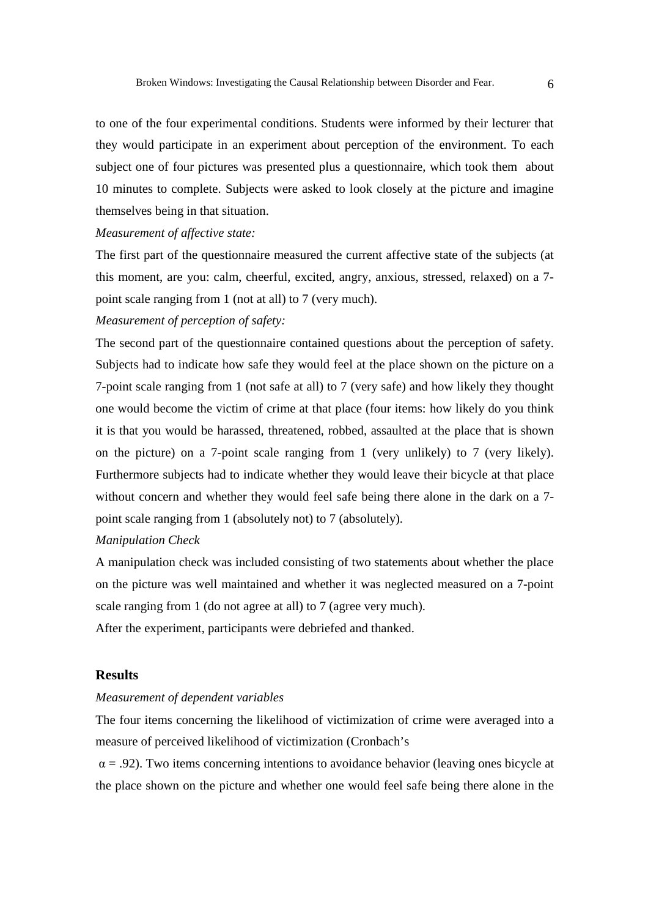to one of the four experimental conditions. Students were informed by their lecturer that they would participate in an experiment about perception of the environment. To each subject one of four pictures was presented plus a questionnaire, which took them about 10 minutes to complete. Subjects were asked to look closely at the picture and imagine themselves being in that situation.

*Measurement of affective state:*

The first part of the questionnaire measured the current affective state of the subjects (at this moment, are you: calm, cheerful, excited, angry, anxious, stressed, relaxed) on a 7-point scale ranging from 1 (not at all) to 7 (very much).

*Measurement of perception of safety:*

The second part of the questionnaire contained questions about the perception of safety. Subjects had to indicate how safe they would feel at the place shown on the picture on a 7-point scale ranging from 1 (not safe at all) to 7 (very safe) and how likely they thought one would become the victim of crime at that place (four items: how likely do you think it is that you would be harassed, threatened, robbed, assaulted at the place that is shown on the picture) on a 7-point scale ranging from 1 (very unlikely) to 7 (very likely). Furthermore subjects had to indicate whether they would leave their bicycle at that place without concern and whether they would feel safe being there alone in the dark on a 7-point scale ranging from 1 (absolutely not) to 7 (absolutely).

*Manipulation Check*

A manipulation check was included consisting of two statements about whether the place on the picture was well maintained and whether it was neglected measured on a 7-point scale ranging from 1 (do not agree at all) to 7 (agree very much).

After the experiment, participants were debriefed and thanked.

## Results

*Measurement of dependent variables*

The four items concerning the likelihood of victimization of crime were averaged into a measure of perceived likelihood of victimization (Cronbach's $\alpha = .92$). Two items concerning intentions to avoidance behavior (leaving ones bicycle at the place shown on the picture and whether one would feel safe being there alone in the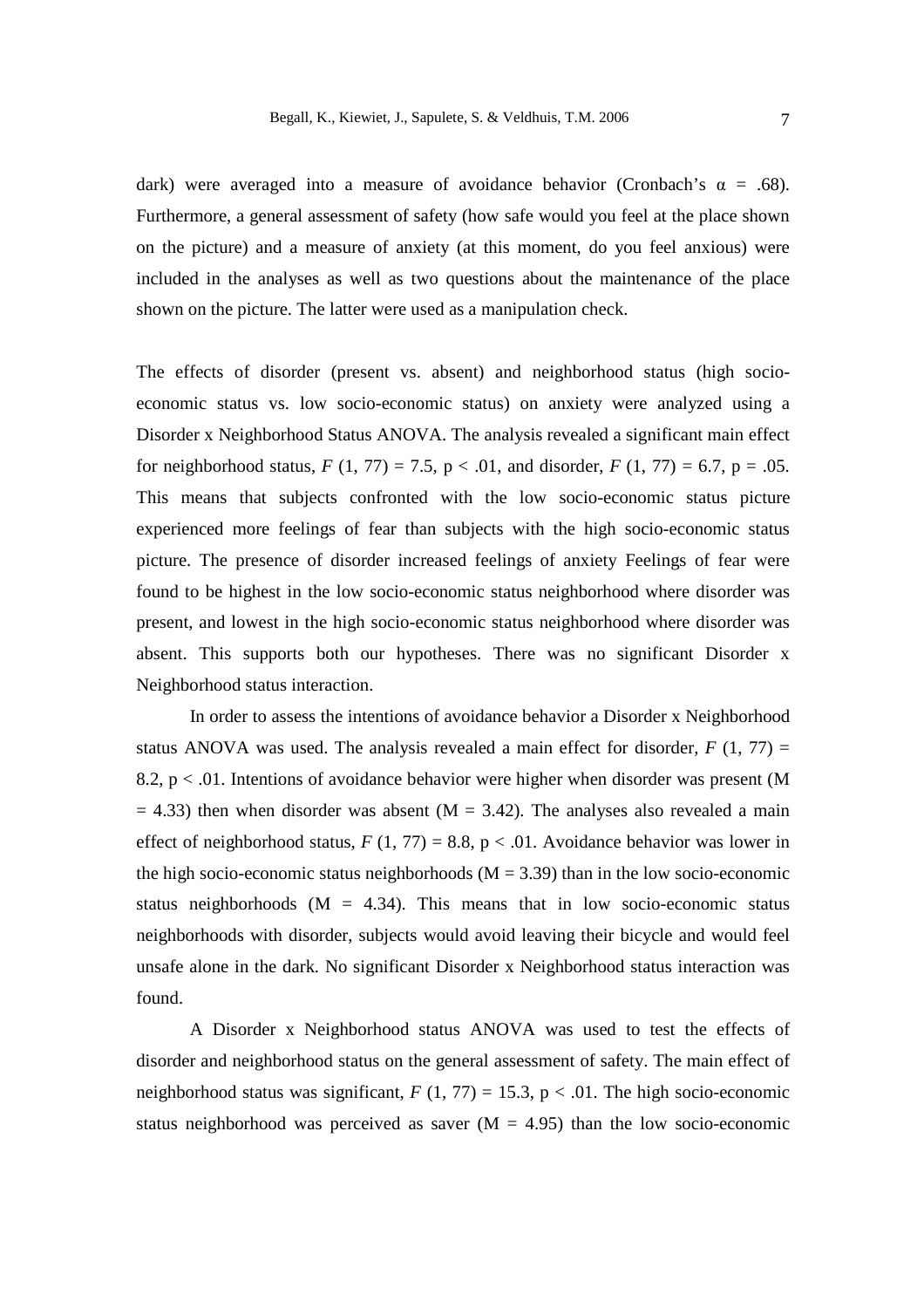dark) were averaged into a measure of avoidance behavior (Cronbach's $\alpha$ = .68). Furthermore, a general assessment of safety (how safe would you feel at the place shown on the picture) and a measure of anxiety (at this moment, do you feel anxious) were included in the analyses as well as two questions about the maintenance of the place shown on the picture. The latter were used as a manipulation check.

The effects of disorder (present vs. absent) and neighborhood status (high socio-economic status vs. low socio-economic status) on anxiety were analyzed using a Disorder x Neighborhood Status ANOVA. The analysis revealed a significant main effect for neighborhood status, $F$ (1, 77) = 7.5, $p < .01$, and disorder, $F$ (1, 77) = 6.7, $p = .05$. This means that subjects confronted with the low socio-economic status picture experienced more feelings of fear than subjects with the high socio-economic status picture. The presence of disorder increased feelings of anxiety Feelings of fear were found to be highest in the low socio-economic status neighborhood where disorder was present, and lowest in the high socio-economic status neighborhood where disorder was absent. This supports both our hypotheses. There was no significant Disorder x Neighborhood status interaction.

In order to assess the intentions of avoidance behavior a Disorder x Neighborhood status ANOVA was used. The analysis revealed a main effect for disorder, $F$ (1, 77) = 8.2, $p < .01$. Intentions of avoidance behavior were higher when disorder was present (M = 4.33) then when disorder was absent (M = 3.42). The analyses also revealed a main effect of neighborhood status, $F$ (1, 77) = 8.8, $p < .01$. Avoidance behavior was lower in the high socio-economic status neighborhoods (M = 3.39) than in the low socio-economic status neighborhoods (M = 4.34). This means that in low socio-economic status neighborhoods with disorder, subjects would avoid leaving their bicycle and would feel unsafe alone in the dark. No significant Disorder x Neighborhood status interaction was found.

A Disorder x Neighborhood status ANOVA was used to test the effects of disorder and neighborhood status on the general assessment of safety. The main effect of neighborhood status was significant, $F$ (1, 77) = 15.3, $p < .01$. The high socio-economic status neighborhood was perceived as saver (M = 4.95) than the low socio-economic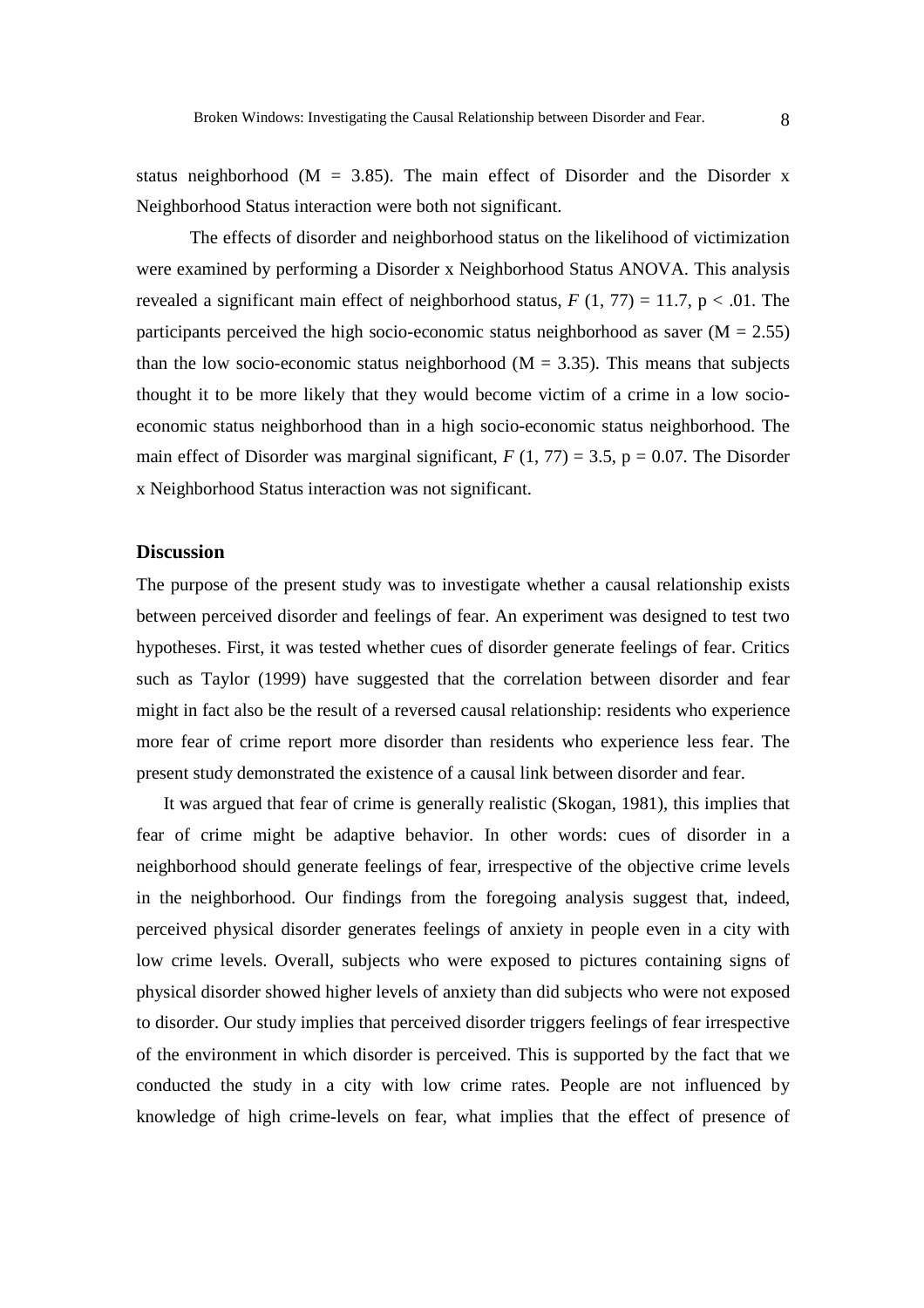status neighborhood ($M = 3.85$). The main effect of Disorder and the Disorder x Neighborhood Status interaction were both not significant.

The effects of disorder and neighborhood status on the likelihood of victimization were examined by performing a Disorder x Neighborhood Status ANOVA. This analysis revealed a significant main effect of neighborhood status, $F\ (1, 77) = 11.7$, $p < .01$. The participants perceived the high socio-economic status neighborhood as saver ($M = 2.55$) than the low socio-economic status neighborhood ($M = 3.35$). This means that subjects thought it to be more likely that they would become victim of a crime in a low socio-economic status neighborhood than in a high socio-economic status neighborhood. The main effect of Disorder was marginal significant, $F\ (1, 77) = 3.5$, $p = 0.07$. The Disorder x Neighborhood Status interaction was not significant.

## Discussion

The purpose of the present study was to investigate whether a causal relationship exists between perceived disorder and feelings of fear. An experiment was designed to test two hypotheses. First, it was tested whether cues of disorder generate feelings of fear. Critics such as Taylor (1999) have suggested that the correlation between disorder and fear might in fact also be the result of a reversed causal relationship: residents who experience more fear of crime report more disorder than residents who experience less fear. The present study demonstrated the existence of a causal link between disorder and fear.

It was argued that fear of crime is generally realistic (Skogan, 1981), this implies that fear of crime might be adaptive behavior. In other words: cues of disorder in a neighborhood should generate feelings of fear, irrespective of the objective crime levels in the neighborhood. Our findings from the foregoing analysis suggest that, indeed, perceived physical disorder generates feelings of anxiety in people even in a city with low crime levels. Overall, subjects who were exposed to pictures containing signs of physical disorder showed higher levels of anxiety than did subjects who were not exposed to disorder. Our study implies that perceived disorder triggers feelings of fear irrespective of the environment in which disorder is perceived. This is supported by the fact that we conducted the study in a city with low crime rates. People are not influenced by knowledge of high crime-levels on fear, what implies that the effect of presence of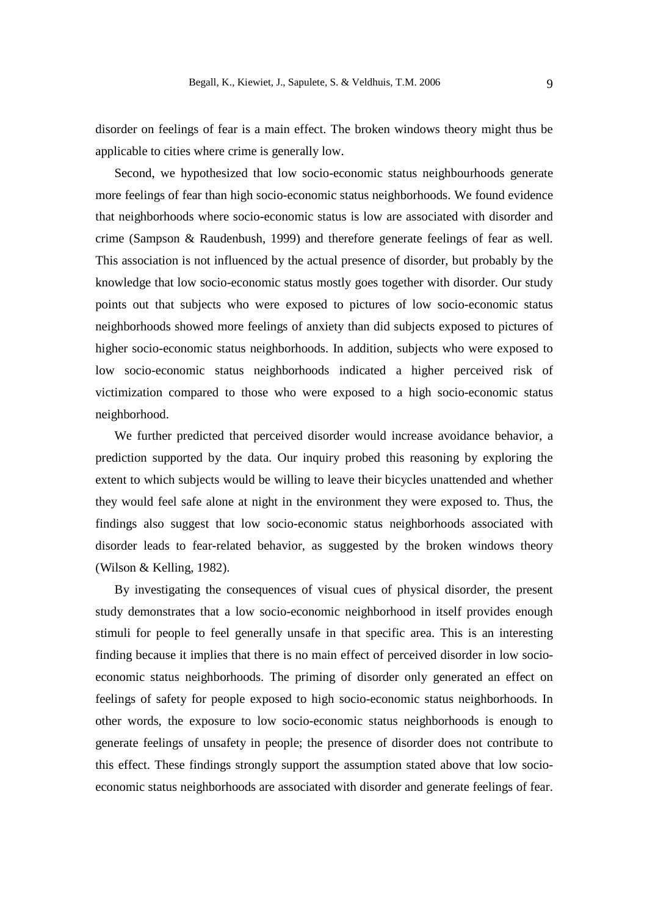disorder on feelings of fear is a main effect. The broken windows theory might thus be applicable to cities where crime is generally low.

Second, we hypothesized that low socio-economic status neighbourhoods generate more feelings of fear than high socio-economic status neighborhoods. We found evidence that neighborhoods where socio-economic status is low are associated with disorder and crime (Sampson & Raudenbush, 1999) and therefore generate feelings of fear as well. This association is not influenced by the actual presence of disorder, but probably by the knowledge that low socio-economic status mostly goes together with disorder. Our study points out that subjects who were exposed to pictures of low socio-economic status neighborhoods showed more feelings of anxiety than did subjects exposed to pictures of higher socio-economic status neighborhoods. In addition, subjects who were exposed to low socio-economic status neighborhoods indicated a higher perceived risk of victimization compared to those who were exposed to a high socio-economic status neighborhood.

We further predicted that perceived disorder would increase avoidance behavior, a prediction supported by the data. Our inquiry probed this reasoning by exploring the extent to which subjects would be willing to leave their bicycles unattended and whether they would feel safe alone at night in the environment they were exposed to. Thus, the findings also suggest that low socio-economic status neighborhoods associated with disorder leads to fear-related behavior, as suggested by the broken windows theory (Wilson & Kelling, 1982).

By investigating the consequences of visual cues of physical disorder, the present study demonstrates that a low socio-economic neighborhood in itself provides enough stimuli for people to feel generally unsafe in that specific area. This is an interesting finding because it implies that there is no main effect of perceived disorder in low socio-economic status neighborhoods. The priming of disorder only generated an effect on feelings of safety for people exposed to high socio-economic status neighborhoods. In other words, the exposure to low socio-economic status neighborhoods is enough to generate feelings of unsafety in people; the presence of disorder does not contribute to this effect. These findings strongly support the assumption stated above that low socio-economic status neighborhoods are associated with disorder and generate feelings of fear.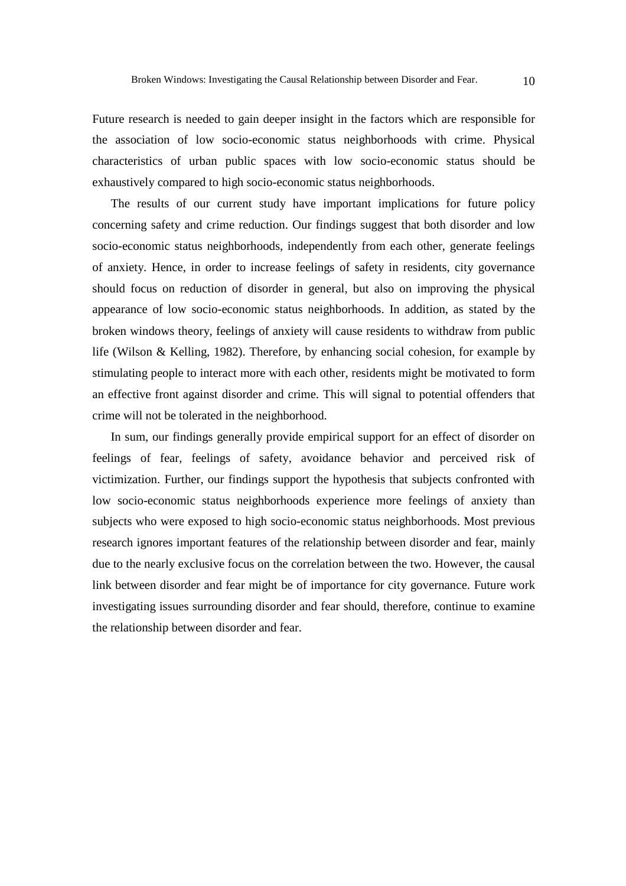Future research is needed to gain deeper insight in the factors which are responsible for the association of low socio-economic status neighborhoods with crime. Physical characteristics of urban public spaces with low socio-economic status should be exhaustively compared to high socio-economic status neighborhoods.

The results of our current study have important implications for future policy concerning safety and crime reduction. Our findings suggest that both disorder and low socio-economic status neighborhoods, independently from each other, generate feelings of anxiety. Hence, in order to increase feelings of safety in residents, city governance should focus on reduction of disorder in general, but also on improving the physical appearance of low socio-economic status neighborhoods. In addition, as stated by the broken windows theory, feelings of anxiety will cause residents to withdraw from public life (Wilson & Kelling, 1982). Therefore, by enhancing social cohesion, for example by stimulating people to interact more with each other, residents might be motivated to form an effective front against disorder and crime. This will signal to potential offenders that crime will not be tolerated in the neighborhood.

In sum, our findings generally provide empirical support for an effect of disorder on feelings of fear, feelings of safety, avoidance behavior and perceived risk of victimization. Further, our findings support the hypothesis that subjects confronted with low socio-economic status neighborhoods experience more feelings of anxiety than subjects who were exposed to high socio-economic status neighborhoods. Most previous research ignores important features of the relationship between disorder and fear, mainly due to the nearly exclusive focus on the correlation between the two. However, the causal link between disorder and fear might be of importance for city governance. Future work investigating issues surrounding disorder and fear should, therefore, continue to examine the relationship between disorder and fear.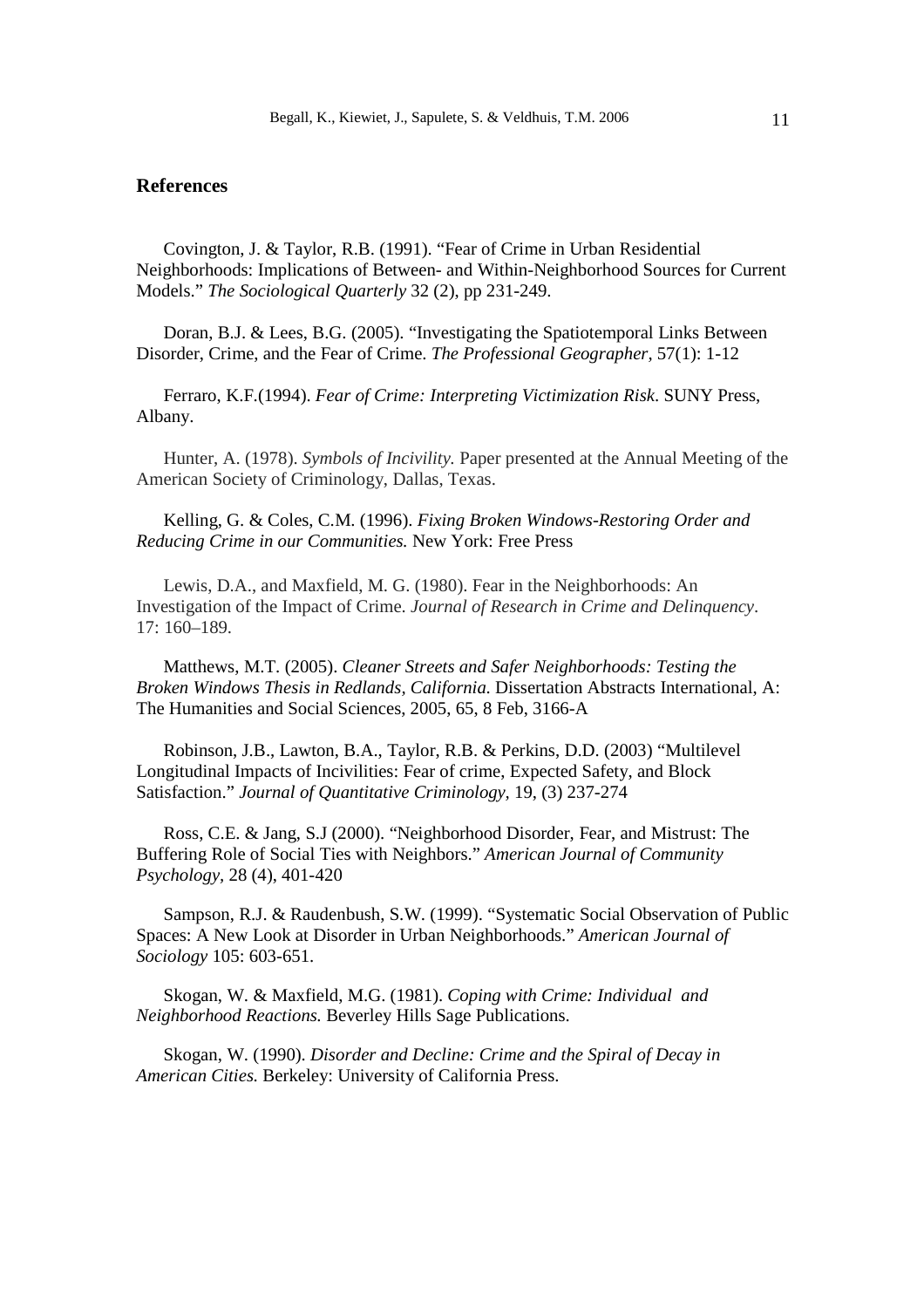## References

Covington, J. & Taylor, R.B. (1991). "Fear of Crime in Urban Residential Neighborhoods: Implications of Between- and Within-Neighborhood Sources for Current Models." *The Sociological Quarterly* 32 (2), pp 231-249.

Doran, B.J. & Lees, B.G. (2005). "Investigating the Spatiotemporal Links Between Disorder, Crime, and the Fear of Crime. *The Professional Geographer,* 57(1): 1-12

Ferraro, K.F.(1994). *Fear of Crime: Interpreting Victimization Risk*. SUNY Press, Albany.

Hunter, A. (1978). *Symbols of Incivility.* Paper presented at the Annual Meeting of the American Society of Criminology, Dallas, Texas.

Kelling, G. & Coles, C.M. (1996). *Fixing Broken Windows-Restoring Order and Reducing Crime in our Communities.* New York: Free Press

Lewis, D.A., and Maxfield, M. G. (1980). Fear in the Neighborhoods: An Investigation of the Impact of Crime. *Journal of Research in Crime and Delinquency*. 17: 160–189.

Matthews, M.T. (2005). *Cleaner Streets and Safer Neighborhoods: Testing the Broken Windows Thesis in Redlands, California.* Dissertation Abstracts International, A: The Humanities and Social Sciences, 2005, 65, 8 Feb, 3166-A

Robinson, J.B., Lawton, B.A., Taylor, R.B. & Perkins, D.D. (2003) "Multilevel Longitudinal Impacts of Incivilities: Fear of crime, Expected Safety, and Block Satisfaction." *Journal of Quantitative Criminology,* 19, (3) 237-274

Ross, C.E. & Jang, S.J (2000). "Neighborhood Disorder, Fear, and Mistrust: The Buffering Role of Social Ties with Neighbors." *American Journal of Community Psychology*, 28 (4), 401-420

Sampson, R.J. & Raudenbush, S.W. (1999). "Systematic Social Observation of Public Spaces: A New Look at Disorder in Urban Neighborhoods." *American Journal of Sociology* 105: 603-651.

Skogan, W. & Maxfield, M.G. (1981). *Coping with Crime: Individual and Neighborhood Reactions.* Beverley Hills Sage Publications.

Skogan, W. (1990). *Disorder and Decline: Crime and the Spiral of Decay in American Cities.* Berkeley: University of California Press.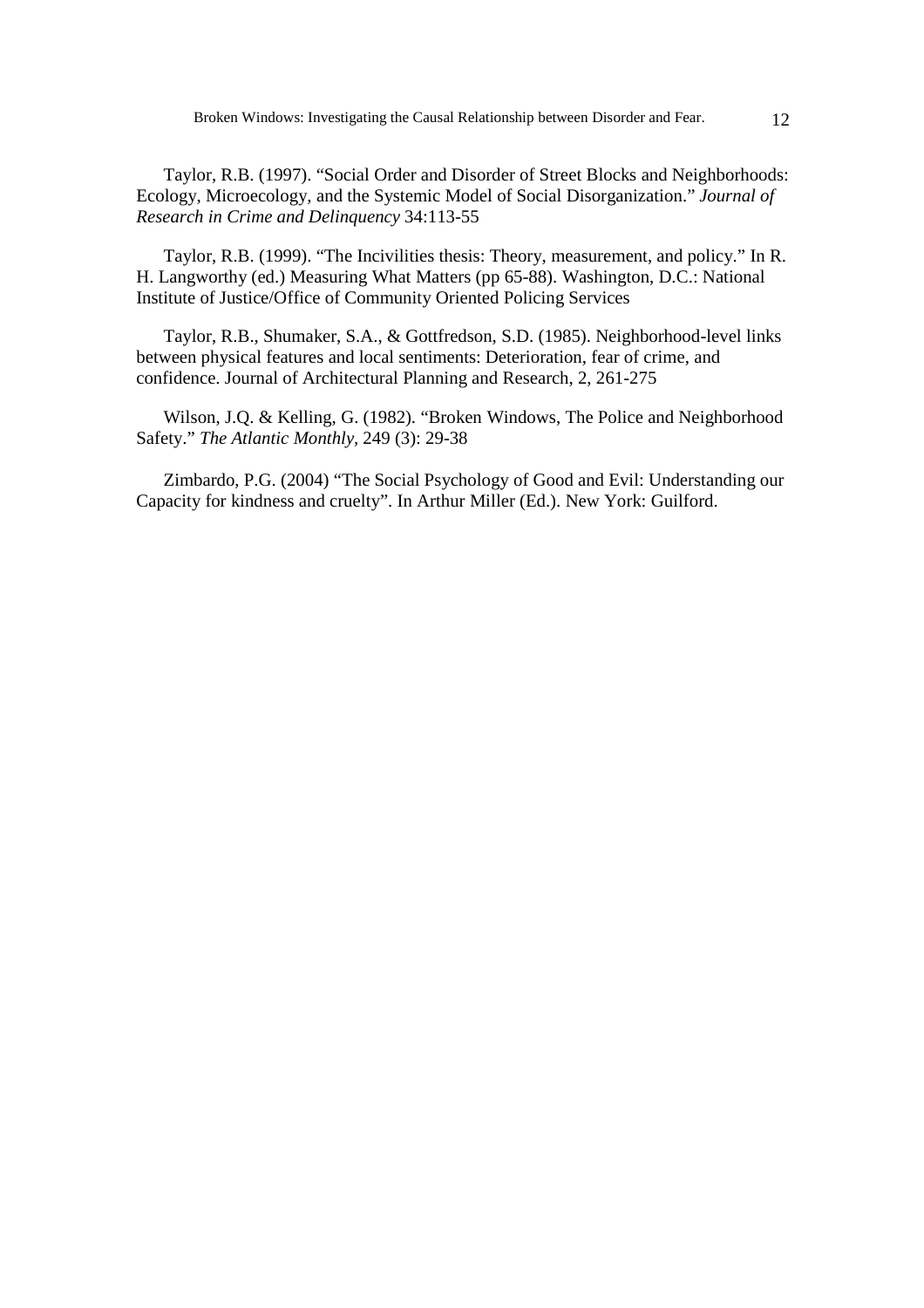Taylor, R.B. (1997). “Social Order and Disorder of Street Blocks and Neighborhoods: Ecology, Microecology, and the Systemic Model of Social Disorganization.” *Journal of Research in Crime and Delinquency* 34:113-55

Taylor, R.B. (1999). “The Incivilities thesis: Theory, measurement, and policy.” In R. H. Langworthy (ed.) Measuring What Matters (pp 65-88). Washington, D.C.: National Institute of Justice/Office of Community Oriented Policing Services

Taylor, R.B., Shumaker, S.A., & Gottfredson, S.D. (1985). Neighborhood-level links between physical features and local sentiments: Deterioration, fear of crime, and confidence. Journal of Architectural Planning and Research, 2, 261-275

Wilson, J.Q. & Kelling, G. (1982). “Broken Windows, The Police and Neighborhood Safety.” *The Atlantic Monthly*, 249 (3): 29-38

Zimbardo, P.G. (2004) “The Social Psychology of Good and Evil: Understanding our Capacity for kindness and cruelty”. In Arthur Miller (Ed.). New York: Guilford.